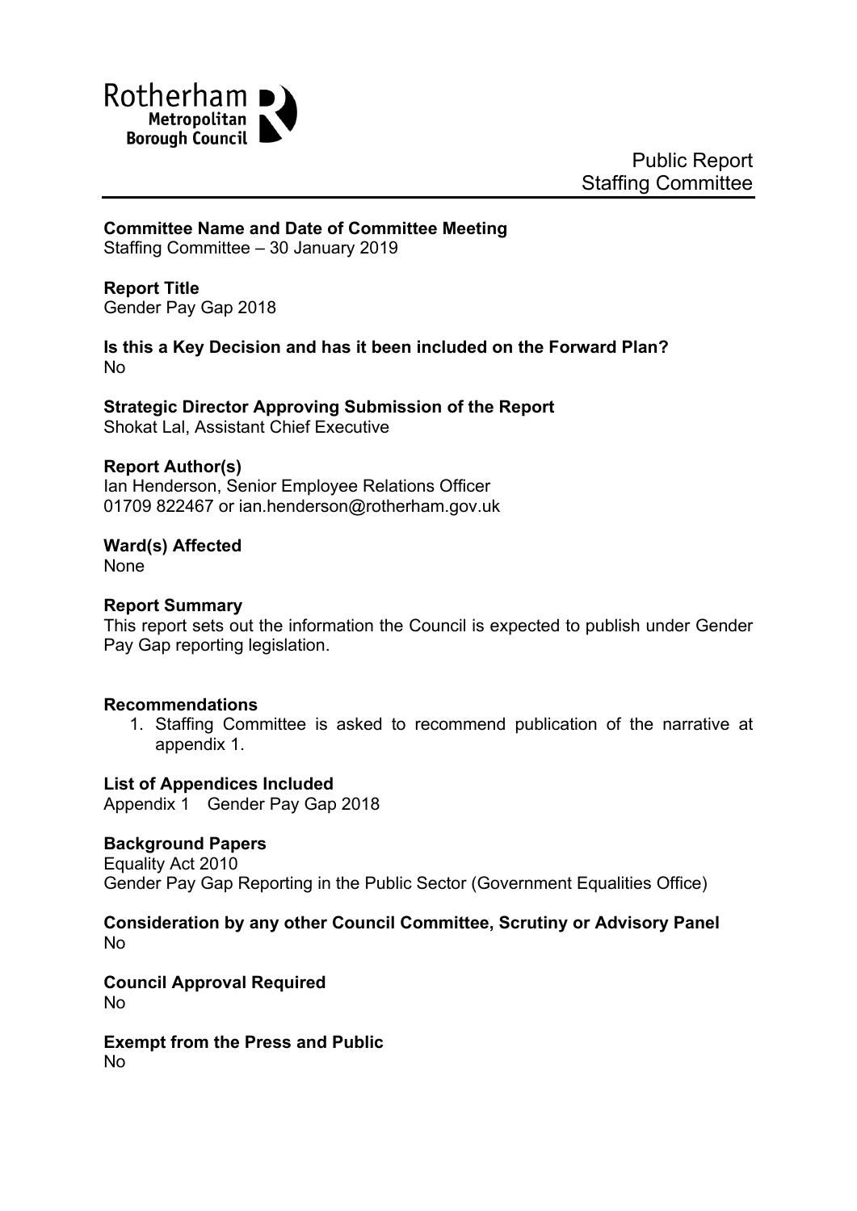Rotherham Metropolitan Borough Council

Public Report
Staffing Committee

**Committee Name and Date of Committee Meeting**
Staffing Committee – 30 January 2019

**Report Title**
Gender Pay Gap 2018

**Is this a Key Decision and has it been included on the Forward Plan?**
No

**Strategic Director Approving Submission of the Report**
Shokat Lal, Assistant Chief Executive

**Report Author(s)**
Ian Henderson, Senior Employee Relations Officer
01709 822467 or ian.henderson@rotherham.gov.uk

**Ward(s) Affected**
None

**Report Summary**
This report sets out the information the Council is expected to publish under Gender Pay Gap reporting legislation.

**Recommendations**

1. Staffing Committee is asked to recommend publication of the narrative at appendix 1.

**List of Appendices Included**
Appendix 1 Gender Pay Gap 2018

**Background Papers**
Equality Act 2010
Gender Pay Gap Reporting in the Public Sector (Government Equalities Office)

**Consideration by any other Council Committee, Scrutiny or Advisory Panel**
No

**Council Approval Required**
No

**Exempt from the Press and Public**
No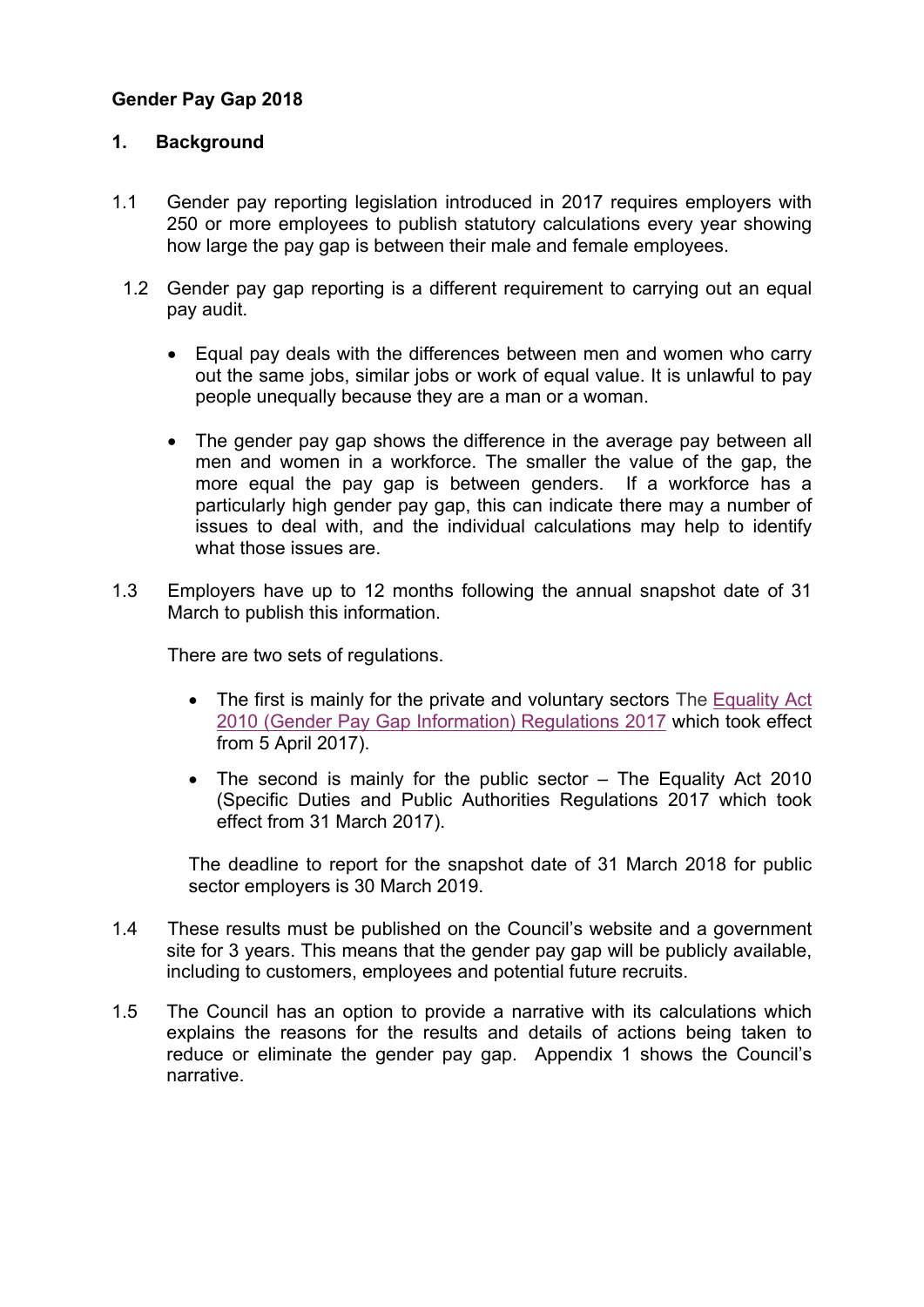**Gender Pay Gap 2018**

**1. Background**

1.1 Gender pay reporting legislation introduced in 2017 requires employers with 250 or more employees to publish statutory calculations every year showing how large the pay gap is between their male and female employees.

1.2 Gender pay gap reporting is a different requirement to carrying out an equal pay audit.

- Equal pay deals with the differences between men and women who carry out the same jobs, similar jobs or work of equal value. It is unlawful to pay people unequally because they are a man or a woman.
- The gender pay gap shows the difference in the average pay between all men and women in a workforce. The smaller the value of the gap, the more equal the pay gap is between genders. If a workforce has a particularly high gender pay gap, this can indicate there may a number of issues to deal with, and the individual calculations may help to identify what those issues are.

1.3 Employers have up to 12 months following the annual snapshot date of 31 March to publish this information.

There are two sets of regulations.

- The first is mainly for the private and voluntary sectors The Equality Act 2010 (Gender Pay Gap Information) Regulations 2017 which took effect from 5 April 2017).
- The second is mainly for the public sector – The Equality Act 2010 (Specific Duties and Public Authorities Regulations 2017 which took effect from 31 March 2017).

The deadline to report for the snapshot date of 31 March 2018 for public sector employers is 30 March 2019.

1.4 These results must be published on the Council's website and a government site for 3 years. This means that the gender pay gap will be publicly available, including to customers, employees and potential future recruits.

1.5 The Council has an option to provide a narrative with its calculations which explains the reasons for the results and details of actions being taken to reduce or eliminate the gender pay gap. Appendix 1 shows the Council's narrative.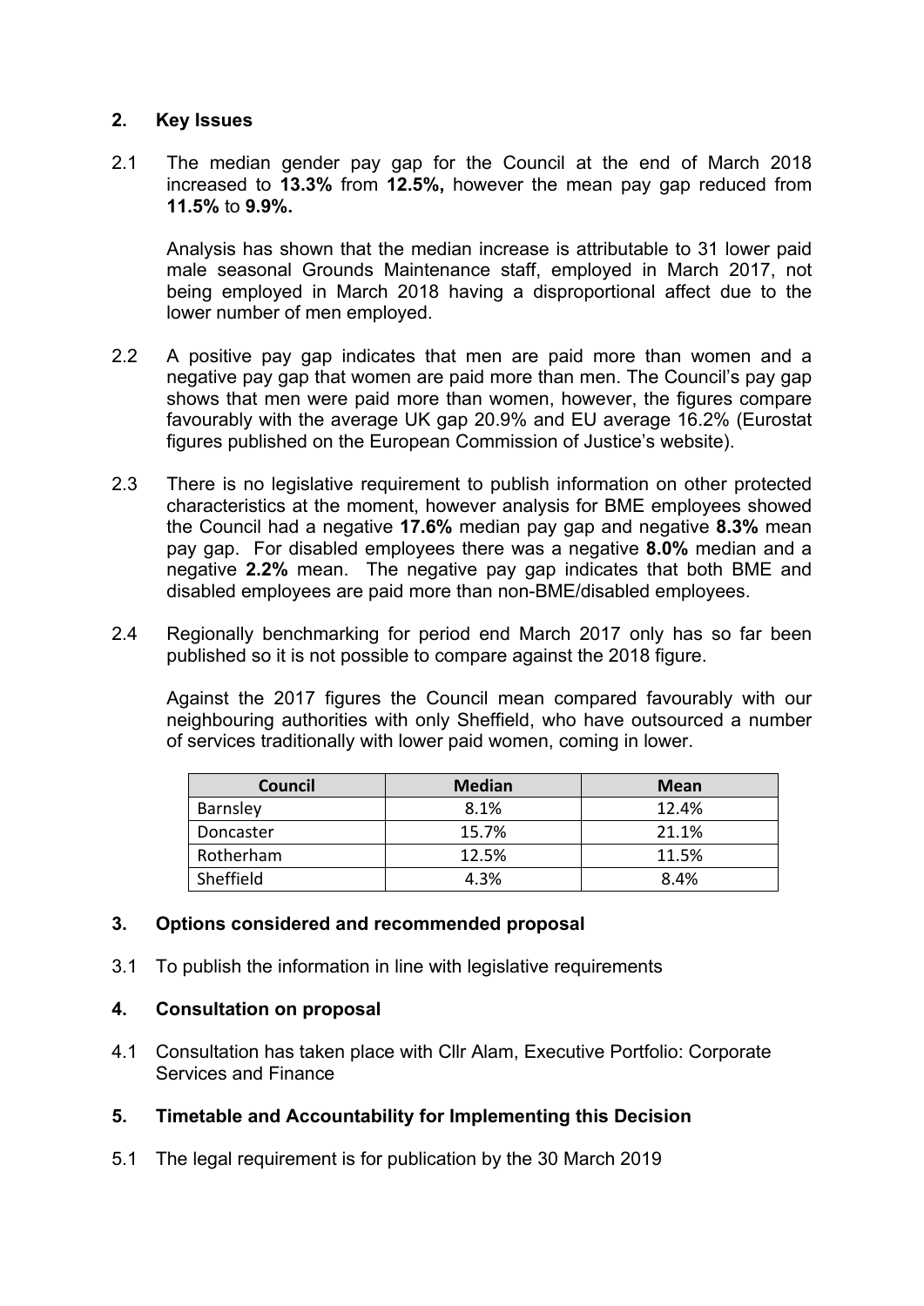## 2. Key Issues

2.1 The median gender pay gap for the Council at the end of March 2018 increased to **13.3%** from **12.5%,** however the mean pay gap reduced from **11.5%** to **9.9%.**

Analysis has shown that the median increase is attributable to 31 lower paid male seasonal Grounds Maintenance staff, employed in March 2017, not being employed in March 2018 having a disproportional affect due to the lower number of men employed.

2.2 A positive pay gap indicates that men are paid more than women and a negative pay gap that women are paid more than men. The Council's pay gap shows that men were paid more than women, however, the figures compare favourably with the average UK gap 20.9% and EU average 16.2% (Eurostat figures published on the European Commission of Justice's website).

2.3 There is no legislative requirement to publish information on other protected characteristics at the moment, however analysis for BME employees showed the Council had a negative **17.6%** median pay gap and negative **8.3%** mean pay gap. For disabled employees there was a negative **8.0%** median and a negative **2.2%** mean. The negative pay gap indicates that both BME and disabled employees are paid more than non-BME/disabled employees.

2.4 Regionally benchmarking for period end March 2017 only has so far been published so it is not possible to compare against the 2018 figure.

Against the 2017 figures the Council mean compared favourably with our neighbouring authorities with only Sheffield, who have outsourced a number of services traditionally with lower paid women, coming in lower.

| Council | Median | Mean |
|---|---|---|
| Barnsley | 8.1% | 12.4% |
| Doncaster | 15.7% | 21.1% |
| Rotherham | 12.5% | 11.5% |
| Sheffield | 4.3% | 8.4% |

## 3. Options considered and recommended proposal

3.1 To publish the information in line with legislative requirements

## 4. Consultation on proposal

4.1 Consultation has taken place with Cllr Alam, Executive Portfolio: Corporate Services and Finance

## 5. Timetable and Accountability for Implementing this Decision

5.1 The legal requirement is for publication by the 30 March 2019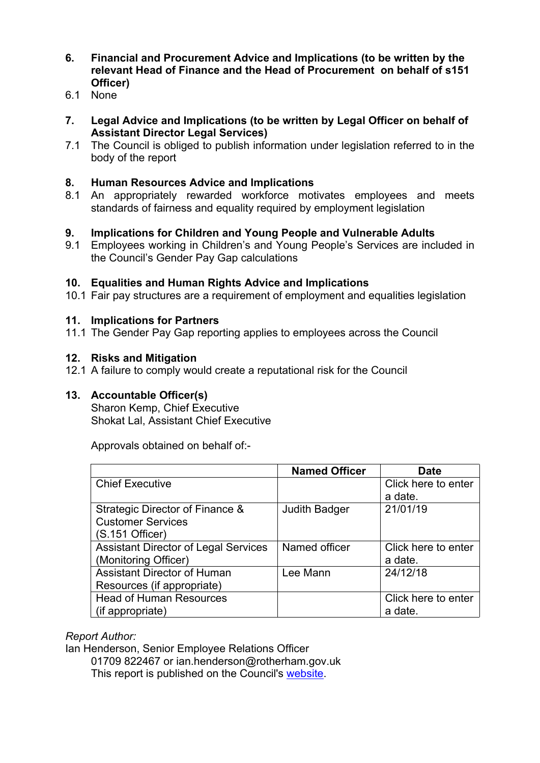**6. Financial and Procurement Advice and Implications (to be written by the relevant Head of Finance and the Head of Procurement on behalf of s151 Officer)**

6.1 None

**7. Legal Advice and Implications (to be written by Legal Officer on behalf of Assistant Director Legal Services)**

7.1 The Council is obliged to publish information under legislation referred to in the body of the report

**8. Human Resources Advice and Implications**

8.1 An appropriately rewarded workforce motivates employees and meets standards of fairness and equality required by employment legislation

**9. Implications for Children and Young People and Vulnerable Adults**

9.1 Employees working in Children's and Young People's Services are included in the Council's Gender Pay Gap calculations

**10. Equalities and Human Rights Advice and Implications**

10.1 Fair pay structures are a requirement of employment and equalities legislation

**11. Implications for Partners**

11.1 The Gender Pay Gap reporting applies to employees across the Council

**12. Risks and Mitigation**

12.1 A failure to comply would create a reputational risk for the Council

**13. Accountable Officer(s)**

Sharon Kemp, Chief Executive
Shokat Lal, Assistant Chief Executive

Approvals obtained on behalf of:-

| | Named Officer | Date |
|---|---|---|
| Chief Executive | | Click here to enter a date. |
| Strategic Director of Finance & Customer Services (S.151 Officer) | Judith Badger | 21/01/19 |
| Assistant Director of Legal Services (Monitoring Officer) | Named officer | Click here to enter a date. |
| Assistant Director of Human Resources (if appropriate) | Lee Mann | 24/12/18 |
| Head of Human Resources (if appropriate) | | Click here to enter a date. |

*Report Author:*
Ian Henderson, Senior Employee Relations Officer
01709 822467 or ian.henderson@rotherham.gov.uk
This report is published on the Council's website.